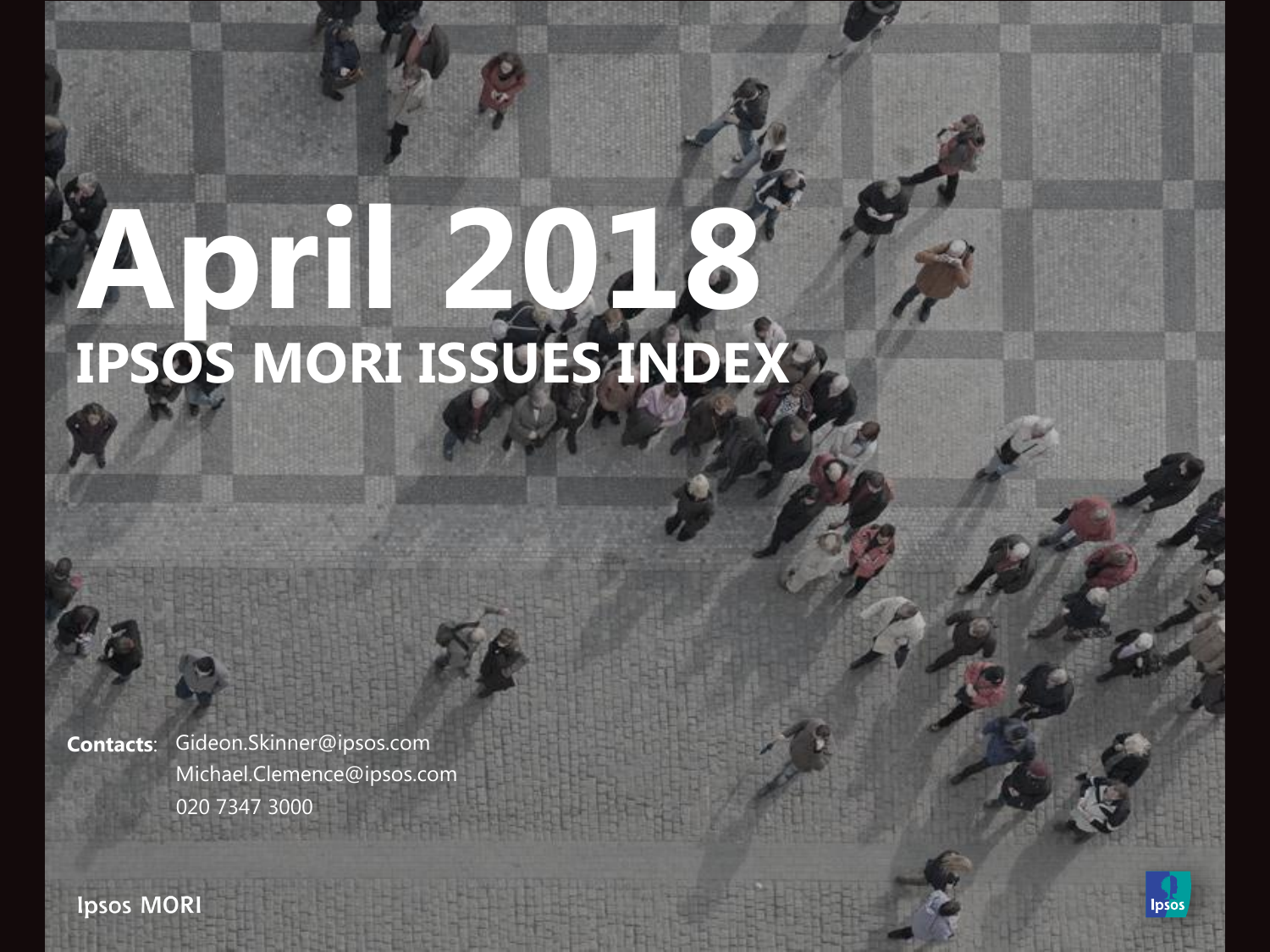# April 2018

## IPSOS MORI ISSUES INDEX

**Contacts**: Gideon.Skinner@ipsos.com
Michael.Clemence@ipsos.com
020 7347 3000

Ipsos MORI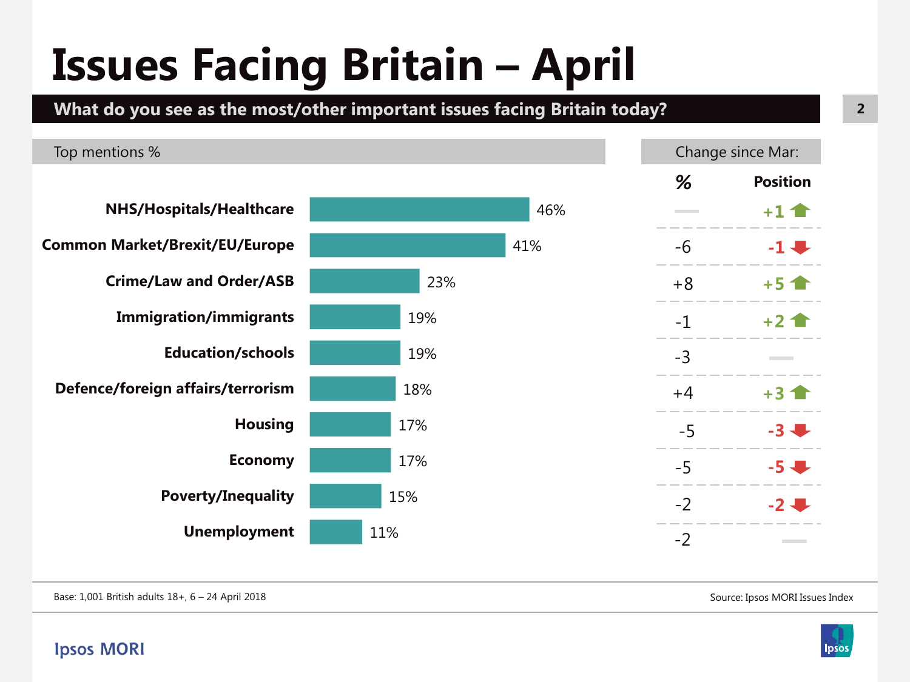# Issues Facing Britain – April

**What do you see as the most/other important issues facing Britain today?**

| Top mentions % | | Change since Mar: % | Change since Mar: Position |
|---|---|---|---|
| NHS/Hospitals/Healthcare | 46% | – | +1 ↑ |
| Common Market/Brexit/EU/Europe | 41% | -6 | -1 ↓ |
| Crime/Law and Order/ASB | 23% | +8 | +5 ↑ |
| Immigration/immigrants | 19% | -1 | +2 ↑ |
| Education/schools | 19% | -3 | – |
| Defence/foreign affairs/terrorism | 18% | +4 | +3 ↑ |
| Housing | 17% | -5 | -3 ↓ |
| Economy | 17% | -5 | -5 ↓ |
| Poverty/Inequality | 15% | -2 | -2 ↓ |
| Unemployment | 11% | -2 | – |

Base: 1,001 British adults 18+, 6 – 24 April 2018

Source: Ipsos MORI Issues Index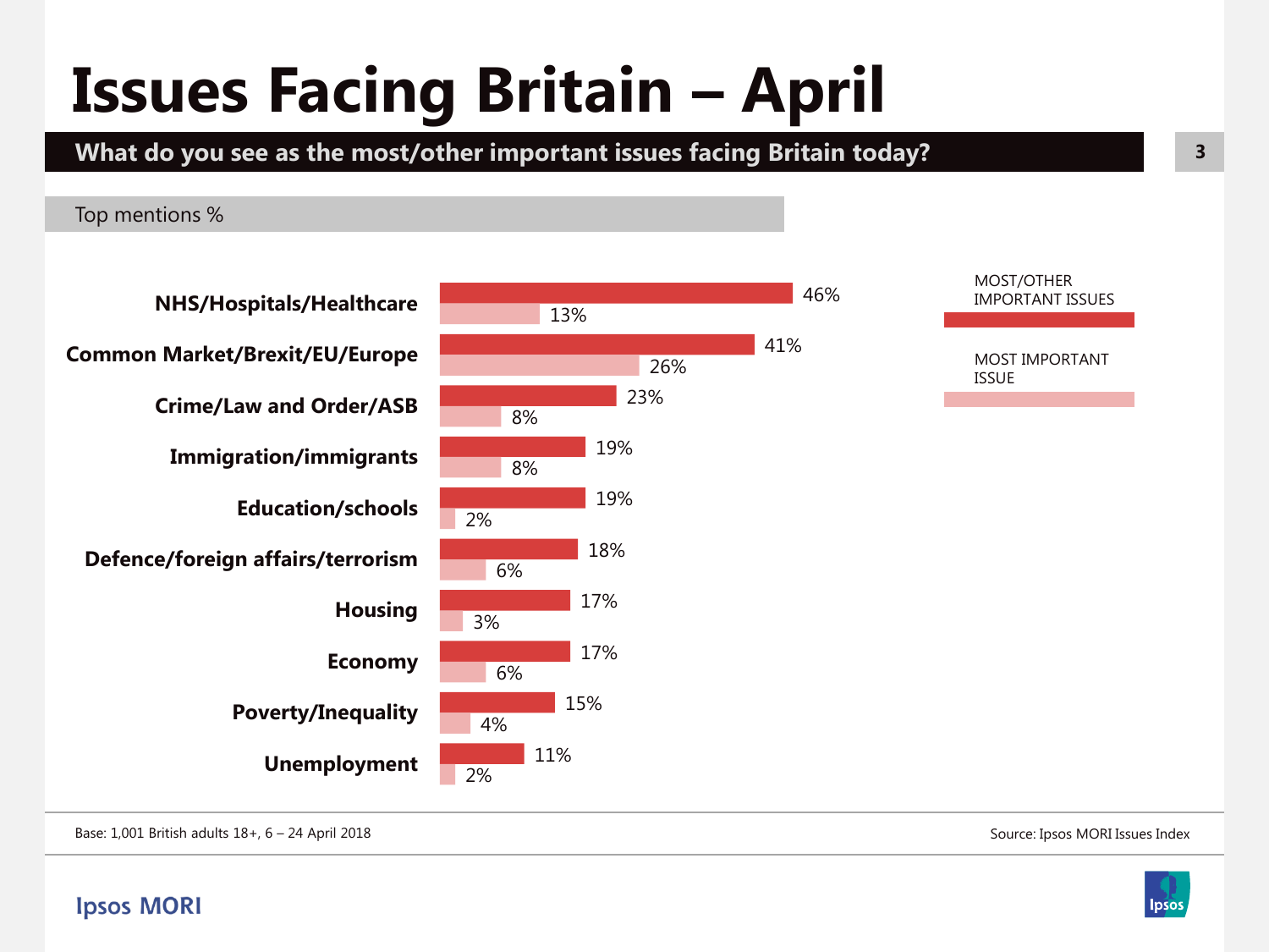# Issues Facing Britain – April

**What do you see as the most/other important issues facing Britain today?**

Top mentions %

| Issue | MOST/OTHER IMPORTANT ISSUES | MOST IMPORTANT ISSUE |
| --- | --- | --- |
| NHS/Hospitals/Healthcare | 46% | 13% |
| Common Market/Brexit/EU/Europe | 41% | 26% |
| Crime/Law and Order/ASB | 23% | 8% |
| Immigration/immigrants | 19% | 8% |
| Education/schools | 19% | 2% |
| Defence/foreign affairs/terrorism | 18% | 6% |
| Housing | 17% | 3% |
| Economy | 17% | 6% |
| Poverty/Inequality | 15% | 4% |
| Unemployment | 11% | 2% |

Base: 1,001 British adults 18+, 6 – 24 April 2018

Source: Ipsos MORI Issues Index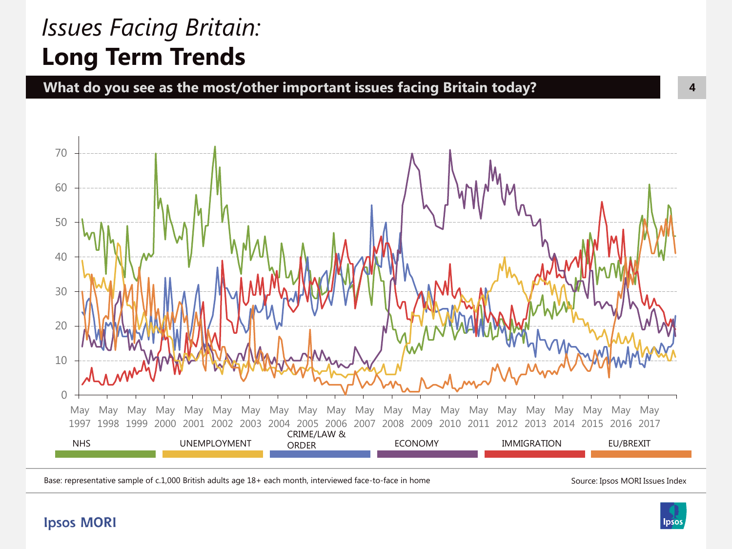# *Issues Facing Britain:*
# **Long Term Trends**

**What do you see as the most/other important issues facing Britain today?**

NHS | UNEMPLOYMENT | CRIME/LAW & ORDER | ECONOMY | IMMIGRATION | EU/BREXIT

Base: representative sample of c.1,000 British adults age 18+ each month, interviewed face-to-face in home

Source: Ipsos MORI Issues Index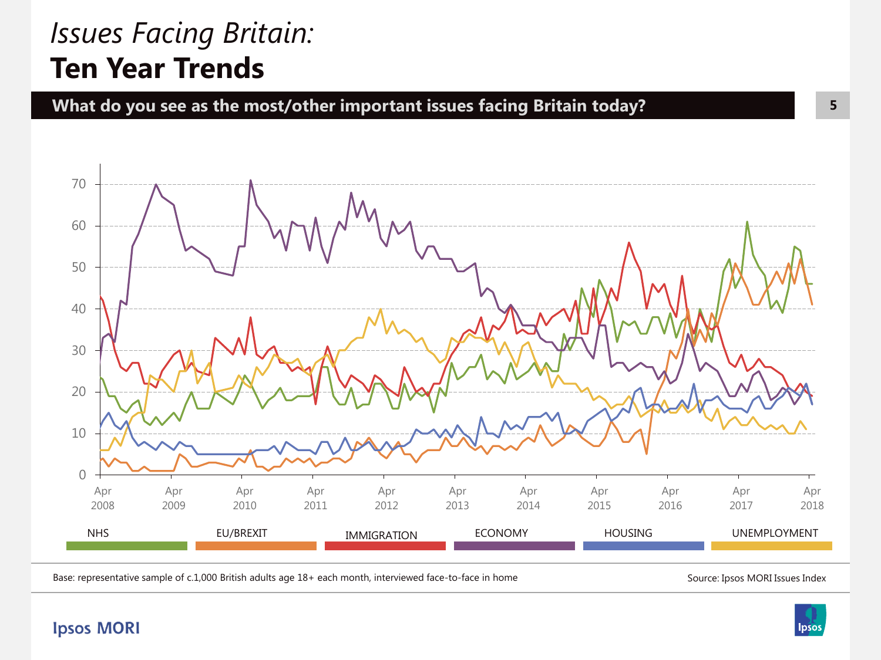# *Issues Facing Britain:*
# **Ten Year Trends**

**What do you see as the most/other important issues facing Britain today?**

70
60
50
40
30
20
10
0

Apr 2008 | Apr 2009 | Apr 2010 | Apr 2011 | Apr 2012 | Apr 2013 | Apr 2014 | Apr 2015 | Apr 2016 | Apr 2017 | Apr 2018

NHS | EU/BREXIT | IMMIGRATION | ECONOMY | HOUSING | UNEMPLOYMENT

Base: representative sample of c.1,000 British adults age 18+ each month, interviewed face-to-face in home

Source: Ipsos MORI Issues Index

Ipsos MORI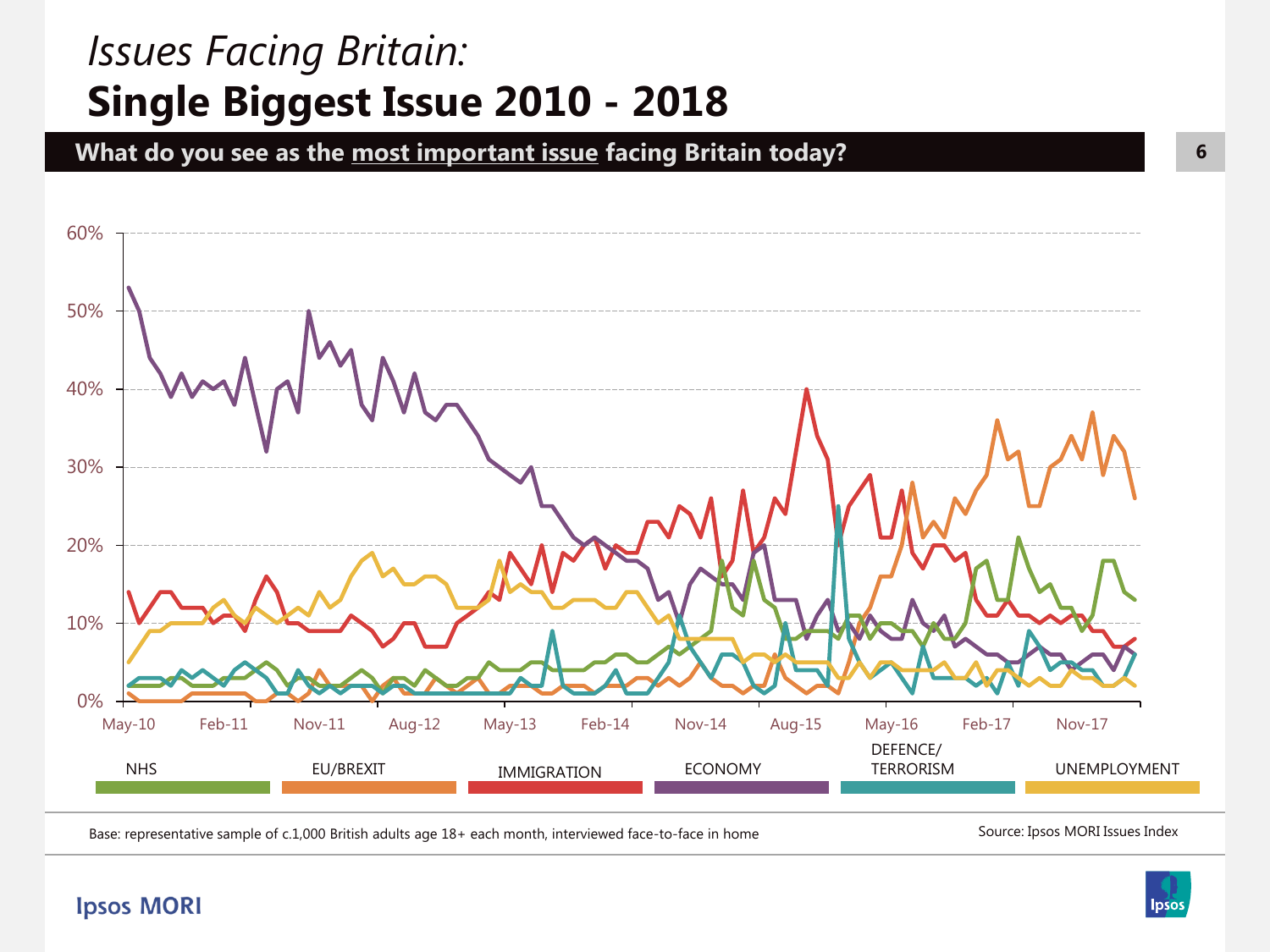# *Issues Facing Britain:*
# **Single Biggest Issue 2010 - 2018**

**What do you see as the most important issue facing Britain today?**

60%
50%
40%
30%
20%
10%
0%

May-10 Feb-11 Nov-11 Aug-12 May-13 Feb-14 Nov-14 Aug-15 May-16 Feb-17 Nov-17

NHS | EU/BREXIT | IMMIGRATION | ECONOMY | DEFENCE/ TERRORISM | UNEMPLOYMENT

Base: representative sample of c.1,000 British adults age 18+ each month, interviewed face-to-face in home

Source: Ipsos MORI Issues Index

Ipsos MORI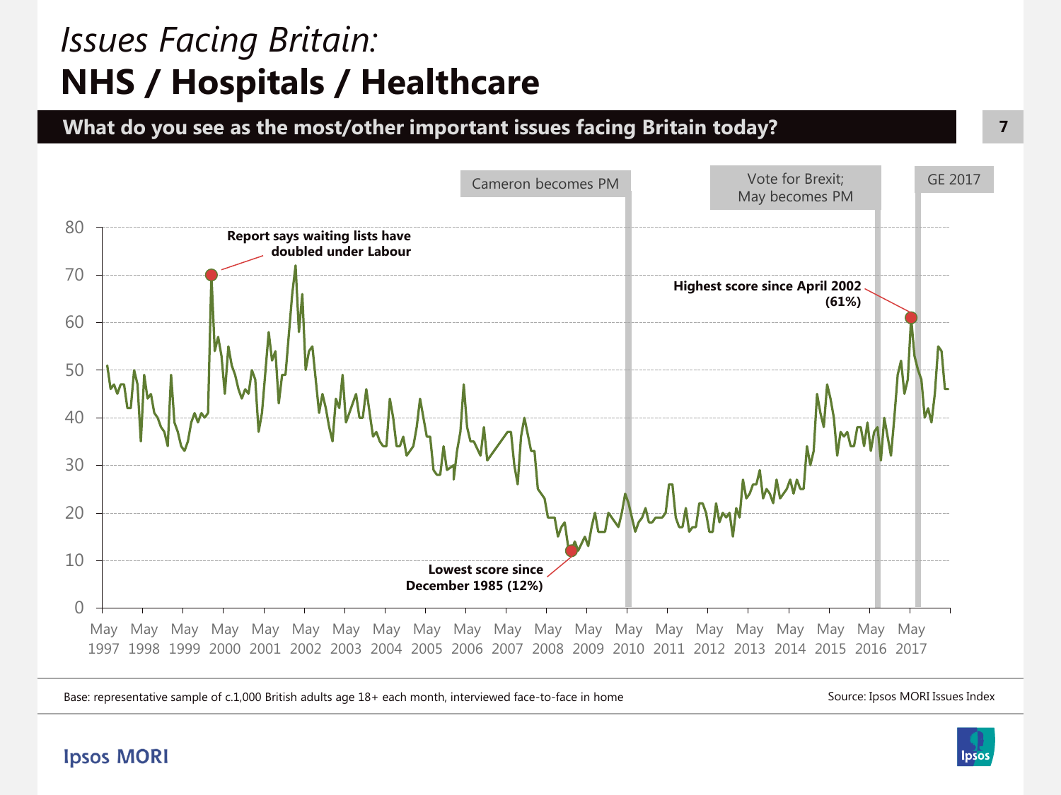# *Issues Facing Britain:*
# NHS / Hospitals / Healthcare

## What do you see as the most/other important issues facing Britain today?

Cameron becomes PM

Vote for Brexit; May becomes PM

GE 2017

**Report says waiting lists have doubled under Labour**

**Highest score since April 2002 (61%)**

**Lowest score since December 1985 (12%)**

80, 70, 60, 50, 40, 30, 20, 10, 0

May 1997, May 1998, May 1999, May 2000, May 2001, May 2002, May 2003, May 2004, May 2005, May 2006, May 2007, May 2008, May 2009, May 2010, May 2011, May 2012, May 2013, May 2014, May 2015, May 2016, May 2017

Base: representative sample of c.1,000 British adults age 18+ each month, interviewed face-to-face in home

Source: Ipsos MORI Issues Index

Ipsos MORI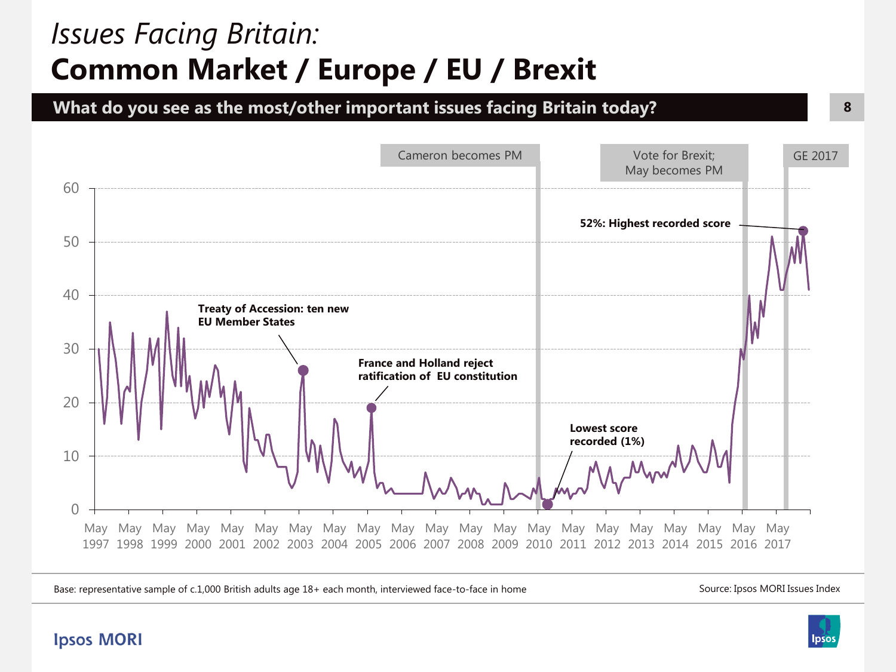# *Issues Facing Britain:*
# **Common Market / Europe / EU / Brexit**

**What do you see as the most/other important issues facing Britain today?**

Cameron becomes PM

Vote for Brexit; May becomes PM

GE 2017

**52%: Highest recorded score**

**Treaty of Accession: ten new EU Member States**

**France and Holland reject ratification of EU constitution**

**Lowest score recorded (1%)**

Base: representative sample of c.1,000 British adults age 18+ each month, interviewed face-to-face in home

Source: Ipsos MORI Issues Index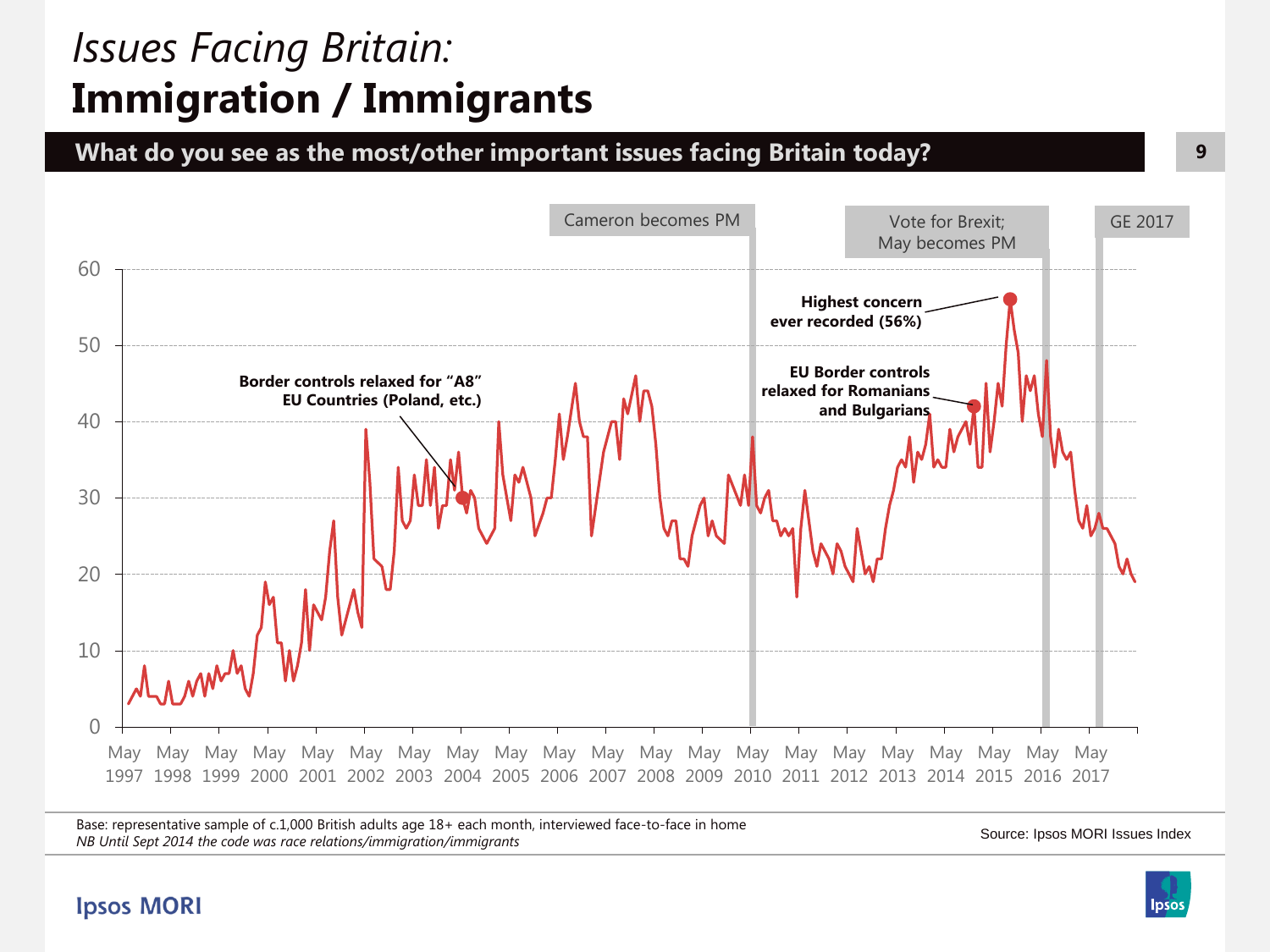# *Issues Facing Britain:*
# **Immigration / Immigrants**

**What do you see as the most/other important issues facing Britain today?**

Cameron becomes PM

Vote for Brexit; May becomes PM

GE 2017

**Highest concern ever recorded (56%)**

**EU Border controls relaxed for Romanians and Bulgarians**

**Border controls relaxed for "A8" EU Countries (Poland, etc.)**

Base: representative sample of c.1,000 British adults age 18+ each month, interviewed face-to-face in home
*NB Until Sept 2014 the code was race relations/immigration/immigrants*

Source: Ipsos MORI Issues Index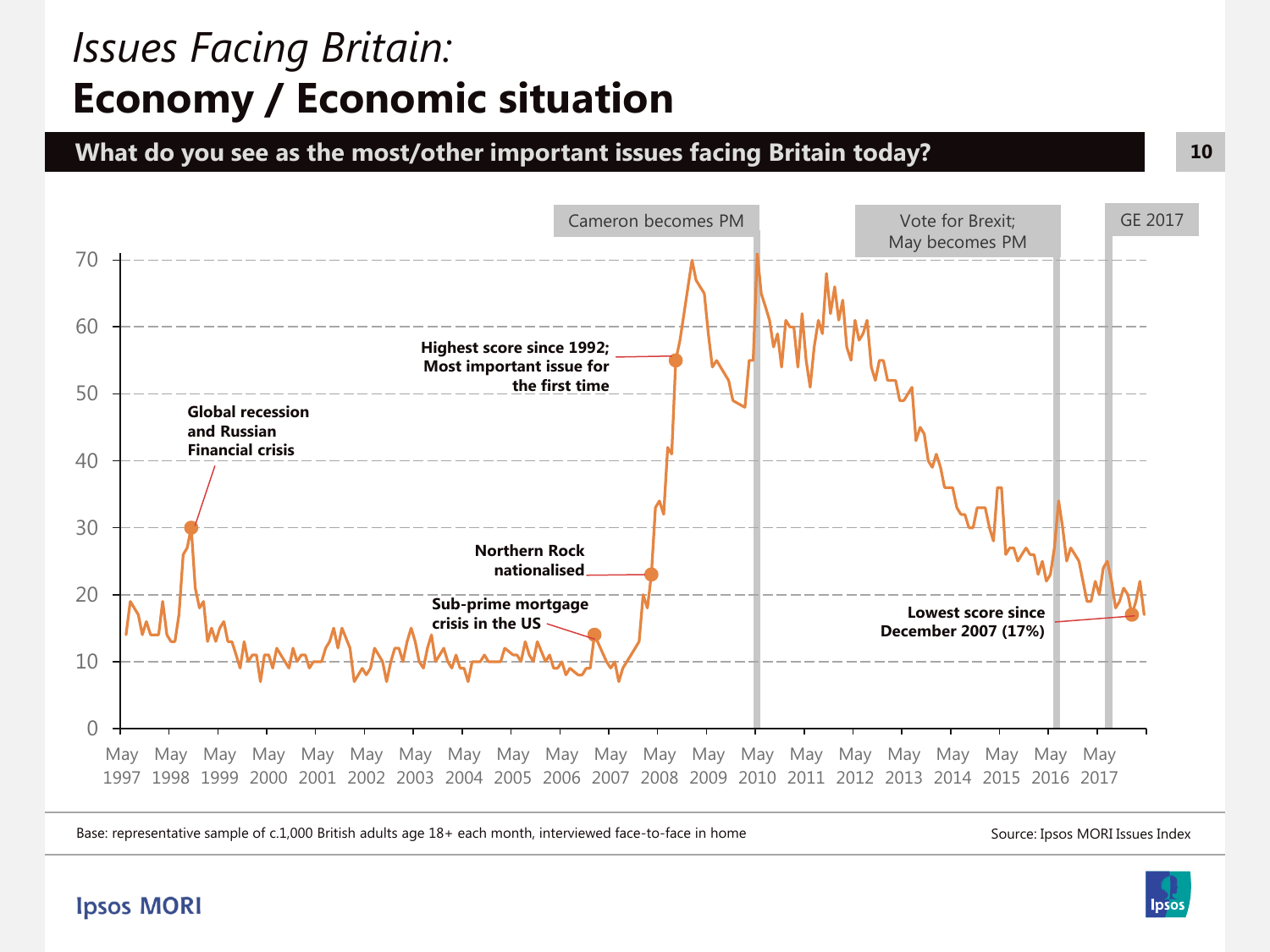# *Issues Facing Britain:*
# **Economy / Economic situation**

**What do you see as the most/other important issues facing Britain today?**

Cameron becomes PM

Vote for Brexit; May becomes PM

GE 2017

**Global recession and Russian Financial crisis**

**Highest score since 1992; Most important issue for the first time**

**Northern Rock nationalised**

**Sub-prime mortgage crisis in the US**

**Lowest score since December 2007 (17%)**

Base: representative sample of c.1,000 British adults age 18+ each month, interviewed face-to-face in home

Source: Ipsos MORI Issues Index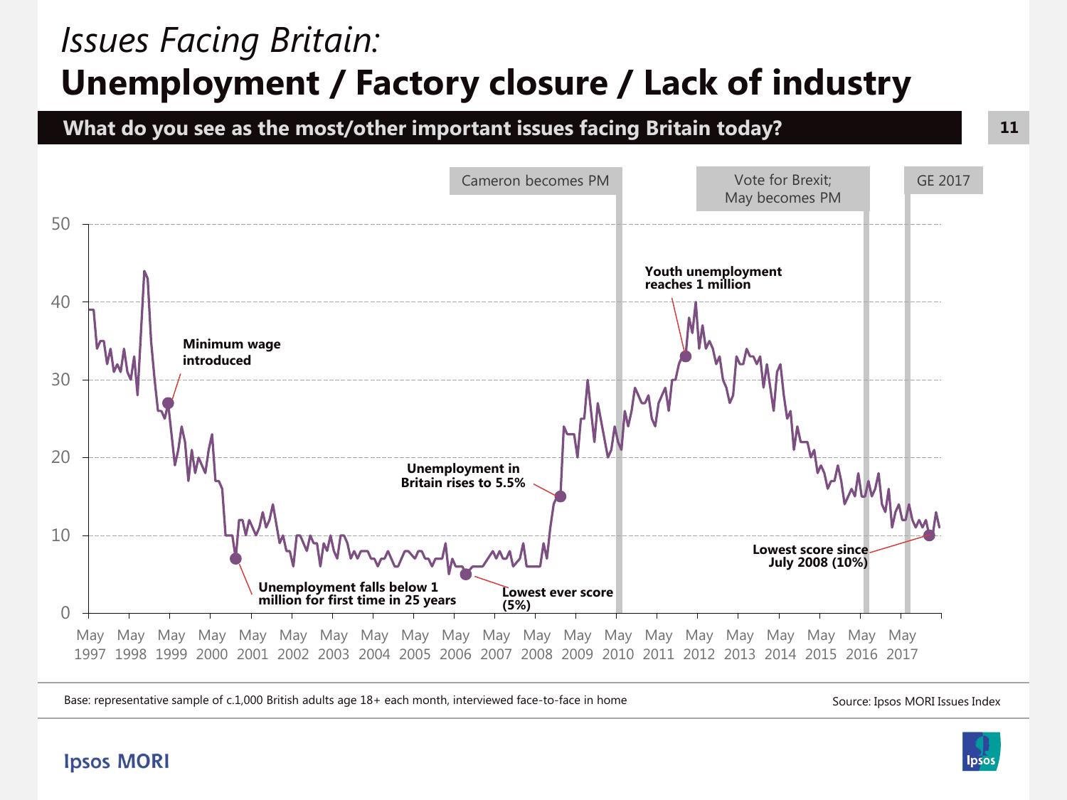*Issues Facing Britain:*

# Unemployment / Factory closure / Lack of industry

## What do you see as the most/other important issues facing Britain today?

Cameron becomes PM

Vote for Brexit; May becomes PM

GE 2017

50
40
30
20
10
0

**Minimum wage introduced**

**Unemployment falls below 1 million for first time in 25 years**

**Unemployment in Britain rises to 5.5%**

**Lowest ever score (5%)**

**Youth unemployment reaches 1 million**

**Lowest score since July 2008 (10%)**

May 1997 May 1998 May 1999 May 2000 May 2001 May 2002 May 2003 May 2004 May 2005 May 2006 May 2007 May 2008 May 2009 May 2010 May 2011 May 2012 May 2013 May 2014 May 2015 May 2016 May 2017

Base: representative sample of c.1,000 British adults age 18+ each month, interviewed face-to-face in home

Source: Ipsos MORI Issues Index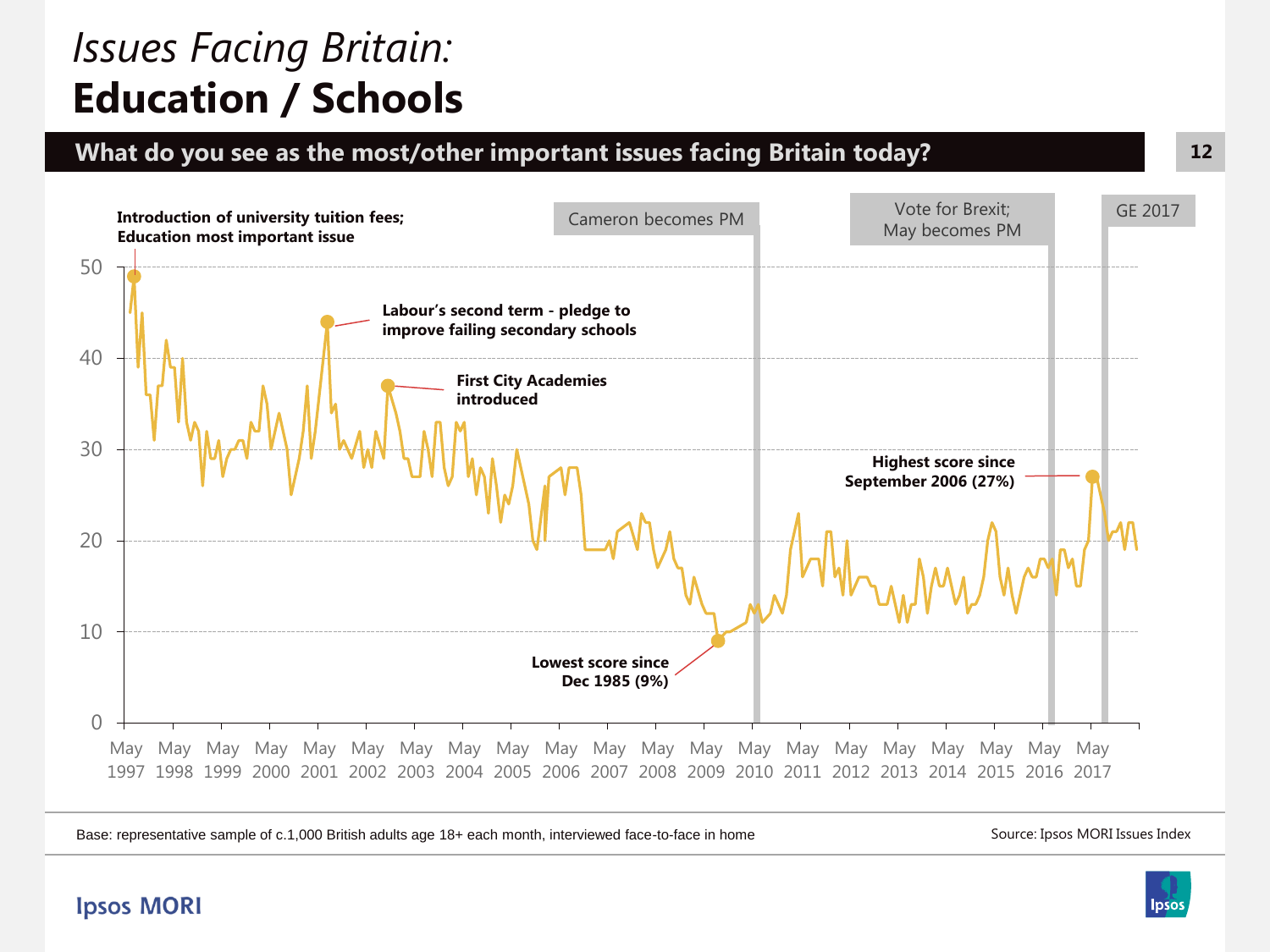# *Issues Facing Britain:* Education / Schools

## What do you see as the most/other important issues facing Britain today?

Introduction of university tuition fees; Education most important issue

Labour's second term - pledge to improve failing secondary schools

First City Academies introduced

Cameron becomes PM

Lowest score since Dec 1985 (9%)

Vote for Brexit; May becomes PM

GE 2017

Highest score since September 2006 (27%)

50
40
30
20
10
0

May 1997 May 1998 May 1999 May 2000 May 2001 May 2002 May 2003 May 2004 May 2005 May 2006 May 2007 May 2008 May 2009 May 2010 May 2011 May 2012 May 2013 May 2014 May 2015 May 2016 May 2017

Base: representative sample of c.1,000 British adults age 18+ each month, interviewed face-to-face in home

Source: Ipsos MORI Issues Index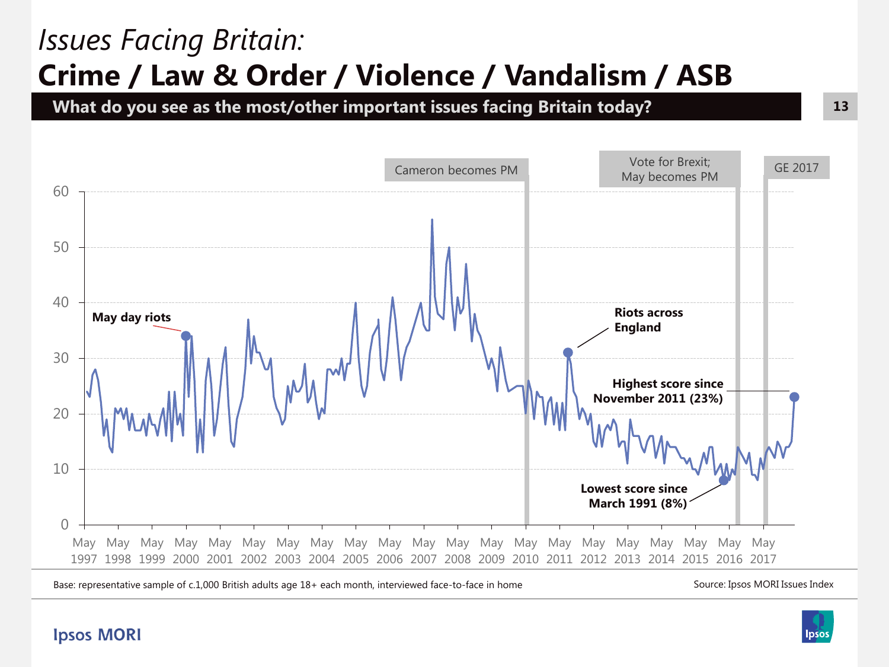# *Issues Facing Britain:*
# Crime / Law & Order / Violence / Vandalism / ASB

**What do you see as the most/other important issues facing Britain today?**

Cameron becomes PM

Vote for Brexit; May becomes PM

GE 2017

**May day riots**

**Riots across England**

**Highest score since November 2011 (23%)**

**Lowest score since March 1991 (8%)**

Base: representative sample of c.1,000 British adults age 18+ each month, interviewed face-to-face in home

Source: Ipsos MORI Issues Index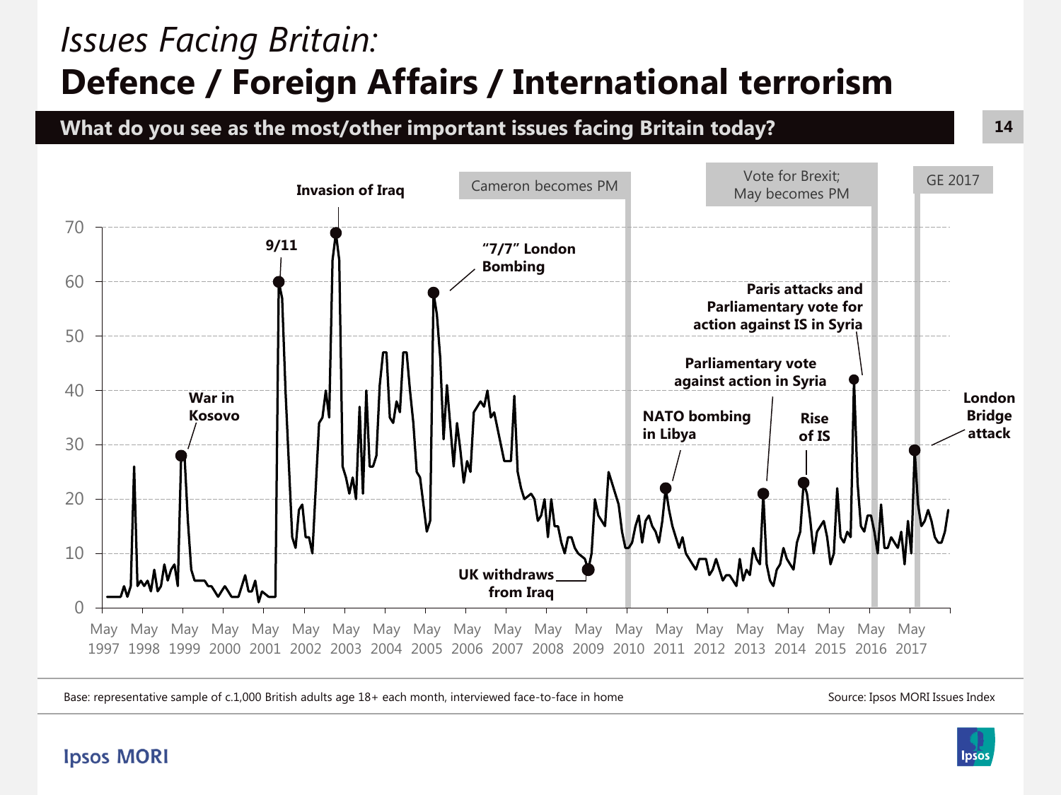*Issues Facing Britain:*

# Defence / Foreign Affairs / International terrorism

## What do you see as the most/other important issues facing Britain today?

Cameron becomes PM

Vote for Brexit; May becomes PM

GE 2017

Invasion of Iraq

9/11

"7/7" London Bombing

Paris attacks and Parliamentary vote for action against IS in Syria

Parliamentary vote against action in Syria

War in Kosovo

NATO bombing in Libya

Rise of IS

London Bridge attack

UK withdraws from Iraq

70, 60, 50, 40, 30, 20, 10, 0

May 1997, May 1998, May 1999, May 2000, May 2001, May 2002, May 2003, May 2004, May 2005, May 2006, May 2007, May 2008, May 2009, May 2010, May 2011, May 2012, May 2013, May 2014, May 2015, May 2016, May 2017

Base: representative sample of c.1,000 British adults age 18+ each month, interviewed face-to-face in home

Source: Ipsos MORI Issues Index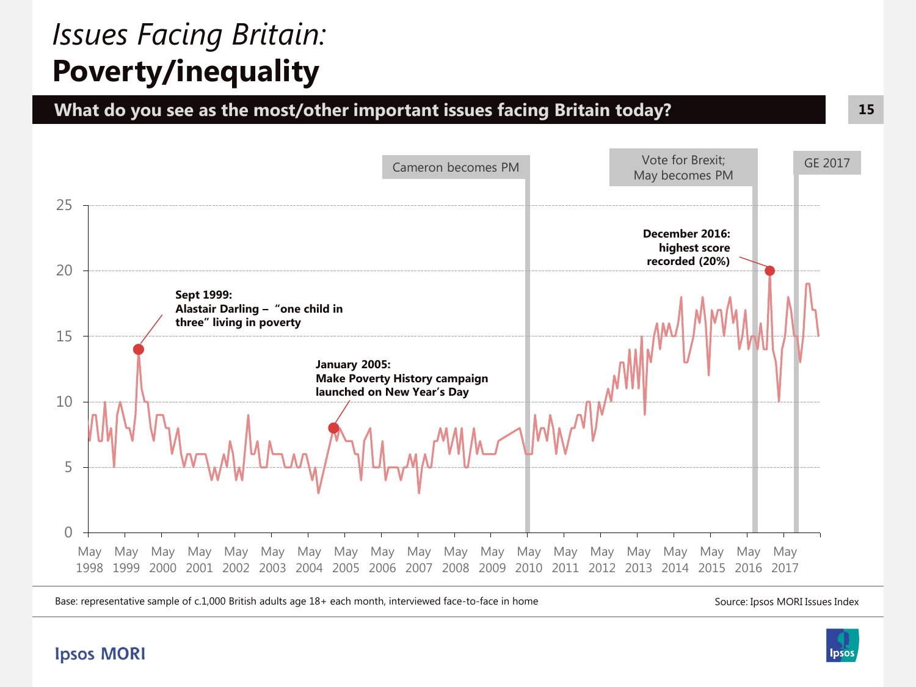# *Issues Facing Britain:* **Poverty/inequality**

## What do you see as the most/other important issues facing Britain today?

Cameron becomes PM

Vote for Brexit; May becomes PM

GE 2017

**December 2016: highest score recorded (20%)**

**Sept 1999: Alastair Darling – "one child in three" living in poverty**

**January 2005: Make Poverty History campaign launched on New Year's Day**

25
20
15
10
5
0

May 1998 | May 1999 | May 2000 | May 2001 | May 2002 | May 2003 | May 2004 | May 2005 | May 2006 | May 2007 | May 2008 | May 2009 | May 2010 | May 2011 | May 2012 | May 2013 | May 2014 | May 2015 | May 2016 | May 2017

Base: representative sample of c.1,000 British adults age 18+ each month, interviewed face-to-face in home

Source: Ipsos MORI Issues Index

Ipsos MORI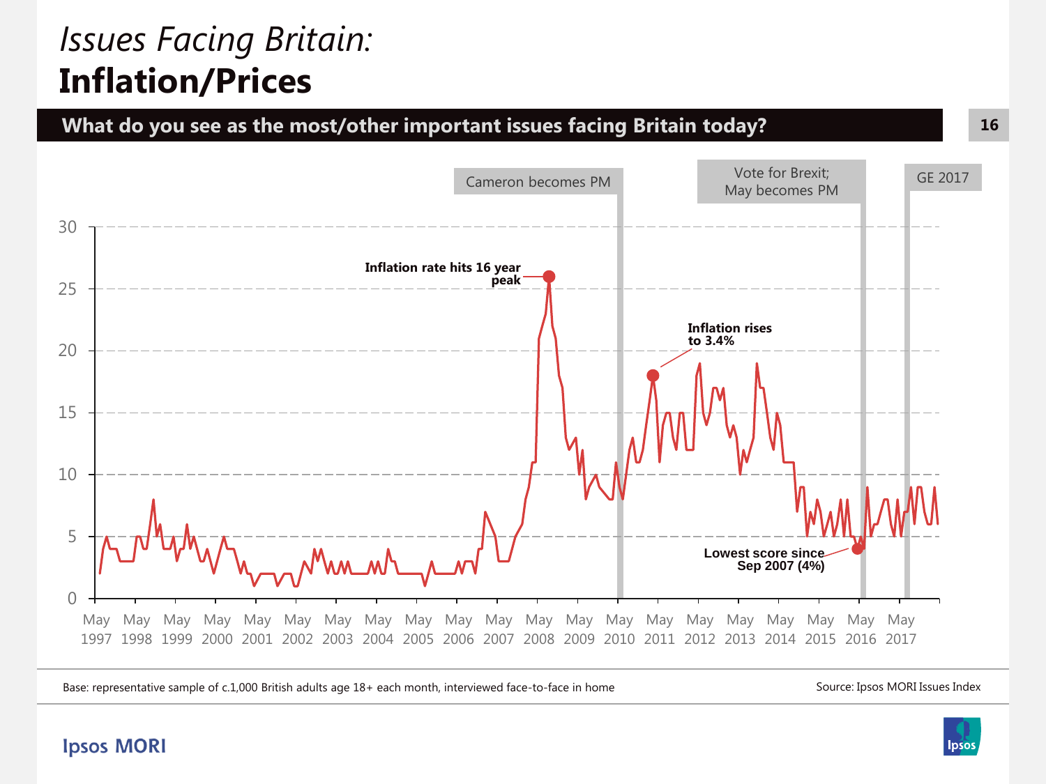# *Issues Facing Britain:*
# **Inflation/Prices**

## What do you see as the most/other important issues facing Britain today?

Cameron becomes PM

Vote for Brexit; May becomes PM

GE 2017

**Inflation rate hits 16 year peak**

**Inflation rises to 3.4%**

**Lowest score since Sep 2007 (4%)**

30
25
20
15
10
5
0

May 1997 | May 1998 | May 1999 | May 2000 | May 2001 | May 2002 | May 2003 | May 2004 | May 2005 | May 2006 | May 2007 | May 2008 | May 2009 | May 2010 | May 2011 | May 2012 | May 2013 | May 2014 | May 2015 | May 2016 | May 2017

Base: representative sample of c.1,000 British adults age 18+ each month, interviewed face-to-face in home

Source: Ipsos MORI Issues Index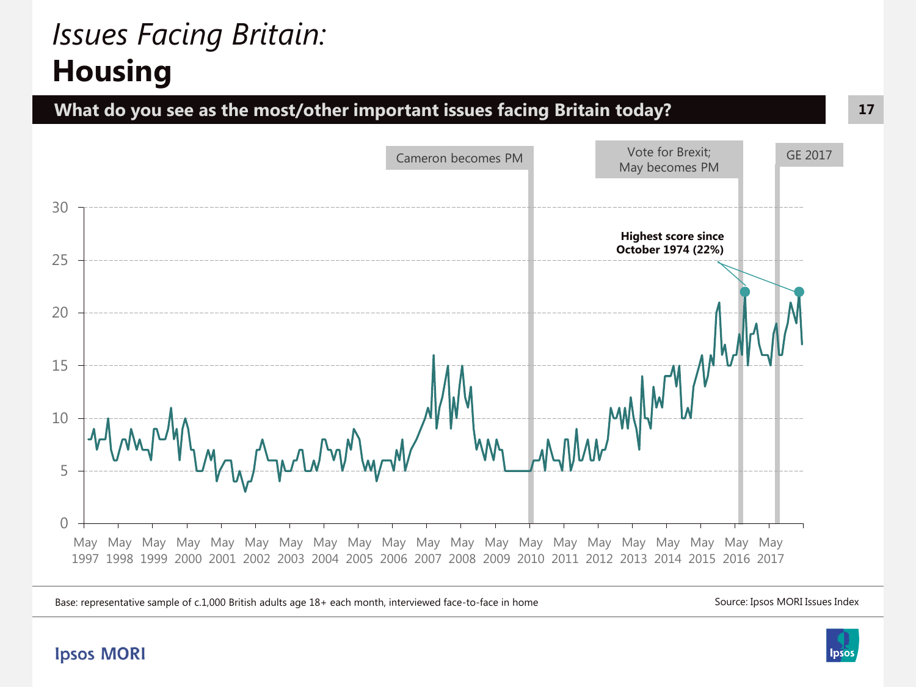*Issues Facing Britain:*
# Housing

## What do you see as the most/other important issues facing Britain today?

Cameron becomes PM

Vote for Brexit; May becomes PM

GE 2017

Highest score since October 1974 (22%)

30
25
20
15
10
5
0

May 1997 · May 1998 · May 1999 · May 2000 · May 2001 · May 2002 · May 2003 · May 2004 · May 2005 · May 2006 · May 2007 · May 2008 · May 2009 · May 2010 · May 2011 · May 2012 · May 2013 · May 2014 · May 2015 · May 2016 · May 2017

Base: representative sample of c.1,000 British adults age 18+ each month, interviewed face-to-face in home

Source: Ipsos MORI Issues Index

Ipsos MORI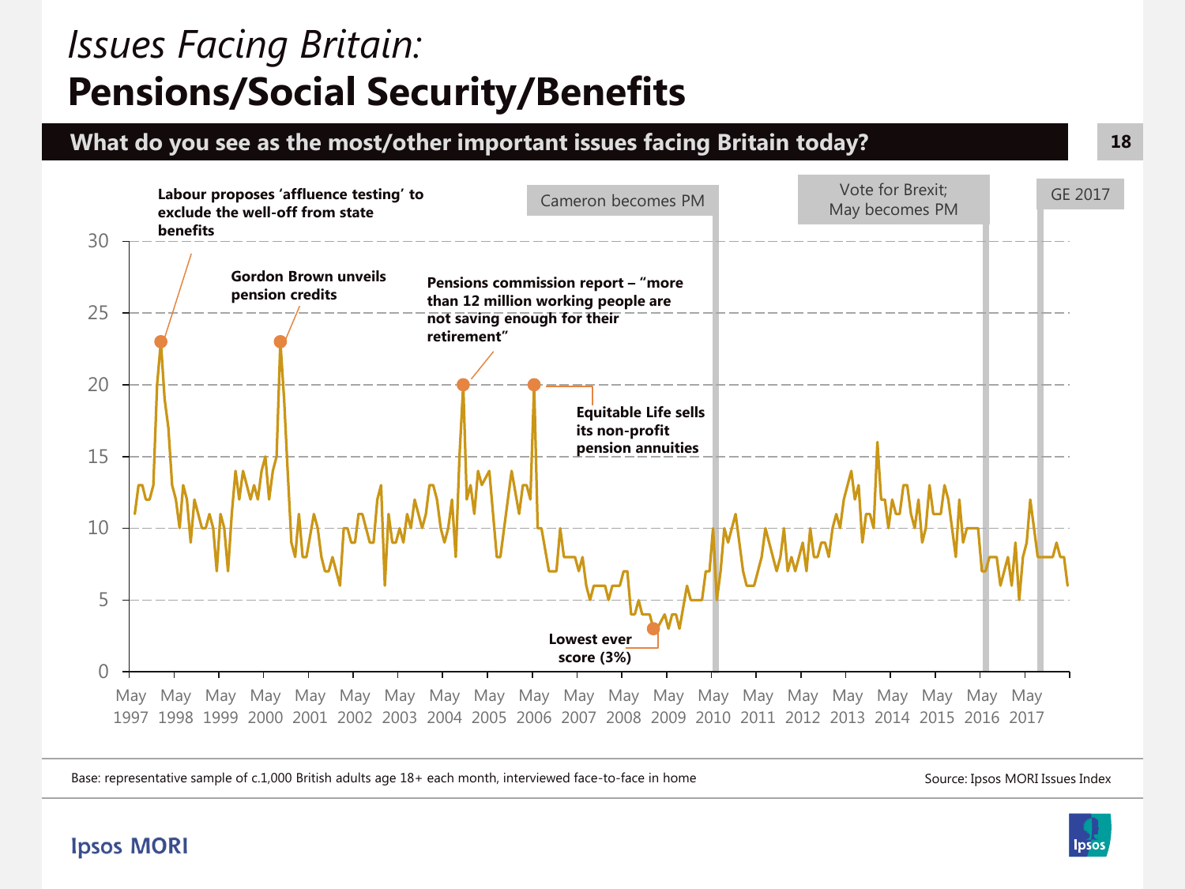*Issues Facing Britain:*
# Pensions/Social Security/Benefits

## What do you see as the most/other important issues facing Britain today?

Labour proposes 'affluence testing' to exclude the well-off from state benefits

Gordon Brown unveils pension credits

Pensions commission report – "more than 12 million working people are not saving enough for their retirement"

Equitable Life sells its non-profit pension annuities

Lowest ever score (3%)

Cameron becomes PM

Vote for Brexit; May becomes PM

GE 2017

30, 25, 20, 15, 10, 5, 0

May 1997, May 1998, May 1999, May 2000, May 2001, May 2002, May 2003, May 2004, May 2005, May 2006, May 2007, May 2008, May 2009, May 2010, May 2011, May 2012, May 2013, May 2014, May 2015, May 2016, May 2017

Base: representative sample of c.1,000 British adults age 18+ each month, interviewed face-to-face in home

Source: Ipsos MORI Issues Index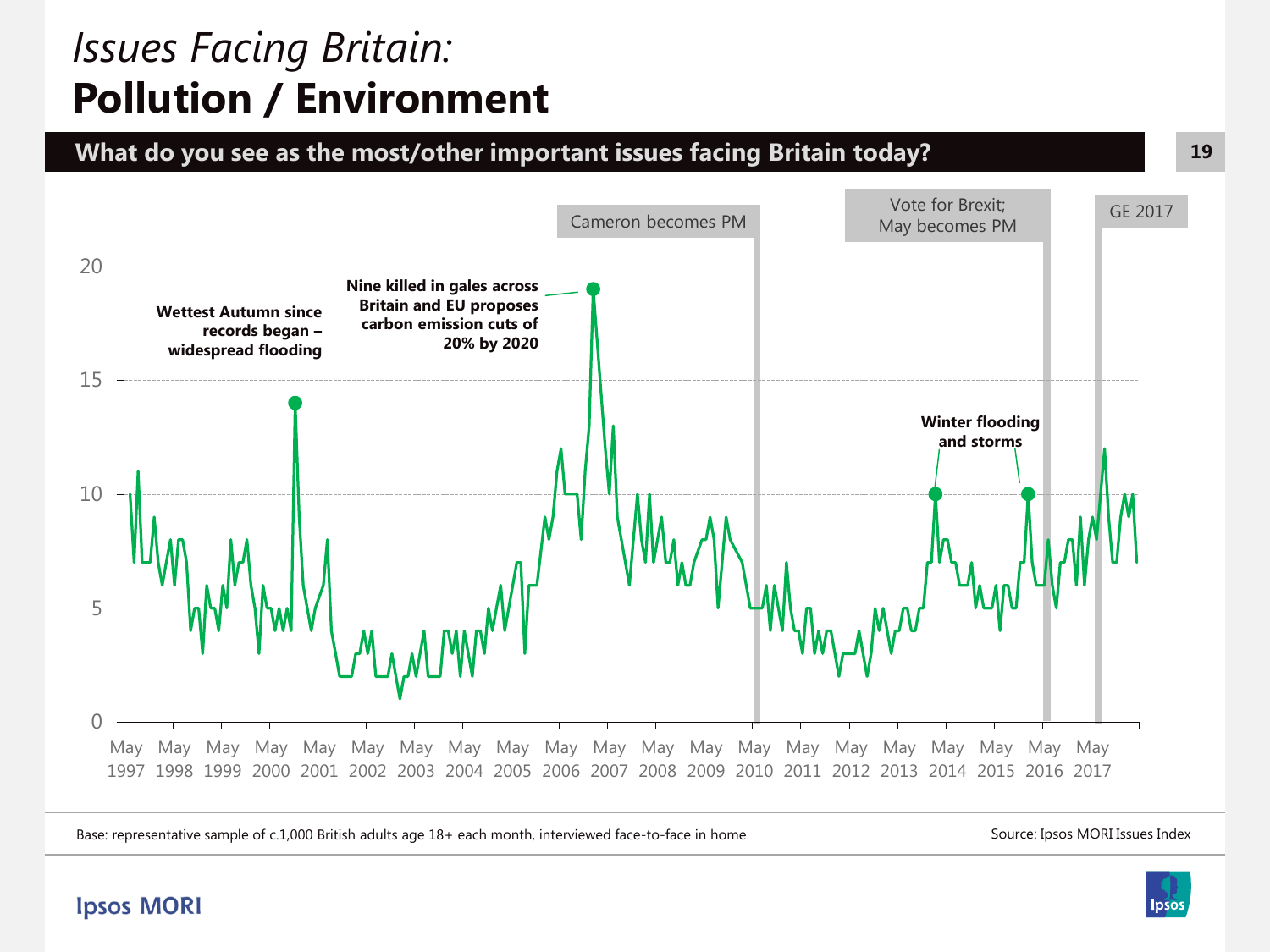# *Issues Facing Britain:*
# Pollution / Environment

## What do you see as the most/other important issues facing Britain today?

Cameron becomes PM

Vote for Brexit; May becomes PM

GE 2017

**Wettest Autumn since records began – widespread flooding**

**Nine killed in gales across Britain and EU proposes carbon emission cuts of 20% by 2020**

**Winter flooding and storms**

20
15
10
5
0

May 1997 May 1998 May 1999 May 2000 May 2001 May 2002 May 2003 May 2004 May 2005 May 2006 May 2007 May 2008 May 2009 May 2010 May 2011 May 2012 May 2013 May 2014 May 2015 May 2016 May 2017

Base: representative sample of c.1,000 British adults age 18+ each month, interviewed face-to-face in home

Source: Ipsos MORI Issues Index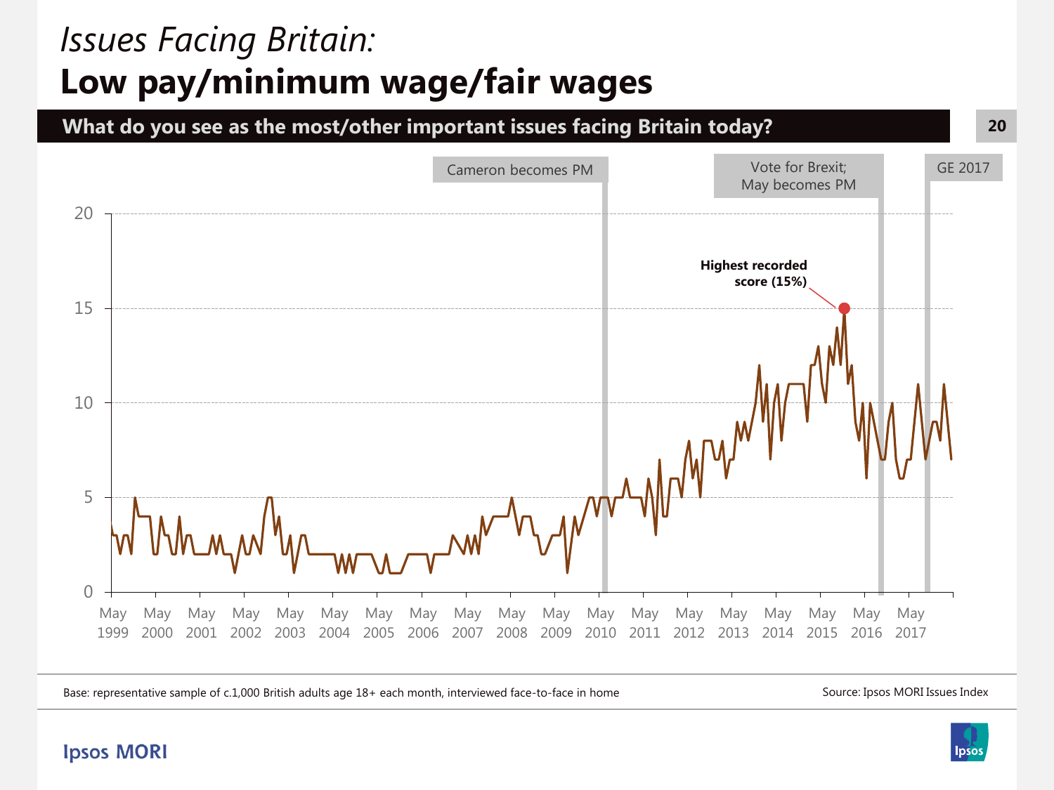*Issues Facing Britain:*

# Low pay/minimum wage/fair wages

**What do you see as the most/other important issues facing Britain today?**

Cameron becomes PM

Vote for Brexit; May becomes PM

GE 2017

**Highest recorded score (15%)**

20

15

10

5

0

May 1999 May 2000 May 2001 May 2002 May 2003 May 2004 May 2005 May 2006 May 2007 May 2008 May 2009 May 2010 May 2011 May 2012 May 2013 May 2014 May 2015 May 2016 May 2017

Base: representative sample of c.1,000 British adults age 18+ each month, interviewed face-to-face in home

Source: Ipsos MORI Issues Index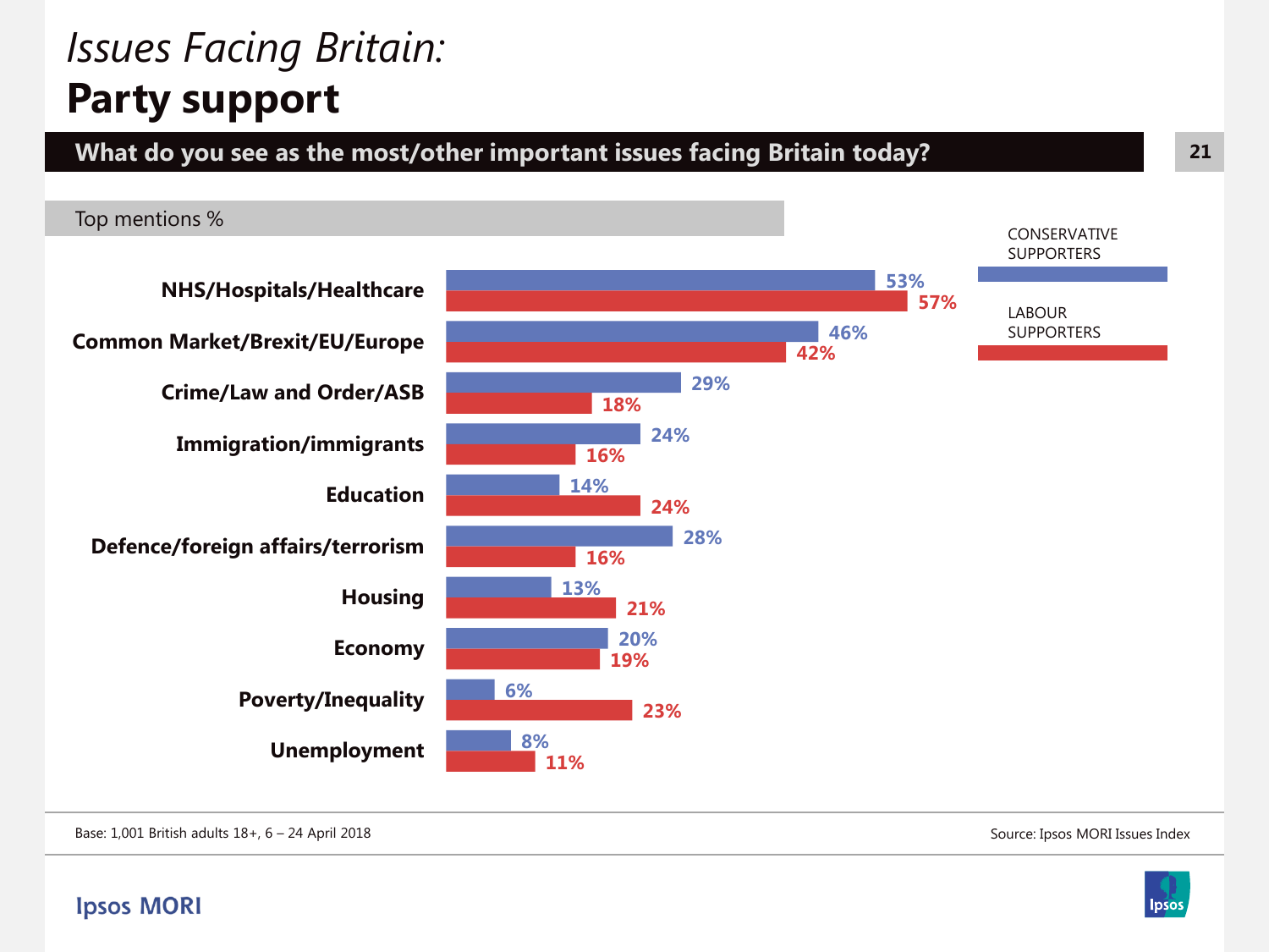*Issues Facing Britain:*

# Party support

**What do you see as the most/other important issues facing Britain today?**

Top mentions %

| Issue | Conservative Supporters | Labour Supporters |
|---|---|---|
| NHS/Hospitals/Healthcare | 53% | 57% |
| Common Market/Brexit/EU/Europe | 46% | 42% |
| Crime/Law and Order/ASB | 29% | 18% |
| Immigration/immigrants | 24% | 16% |
| Education | 14% | 24% |
| Defence/foreign affairs/terrorism | 28% | 16% |
| Housing | 13% | 21% |
| Economy | 20% | 19% |
| Poverty/Inequality | 6% | 23% |
| Unemployment | 8% | 11% |

Base: 1,001 British adults 18+, 6 – 24 April 2018

Source: Ipsos MORI Issues Index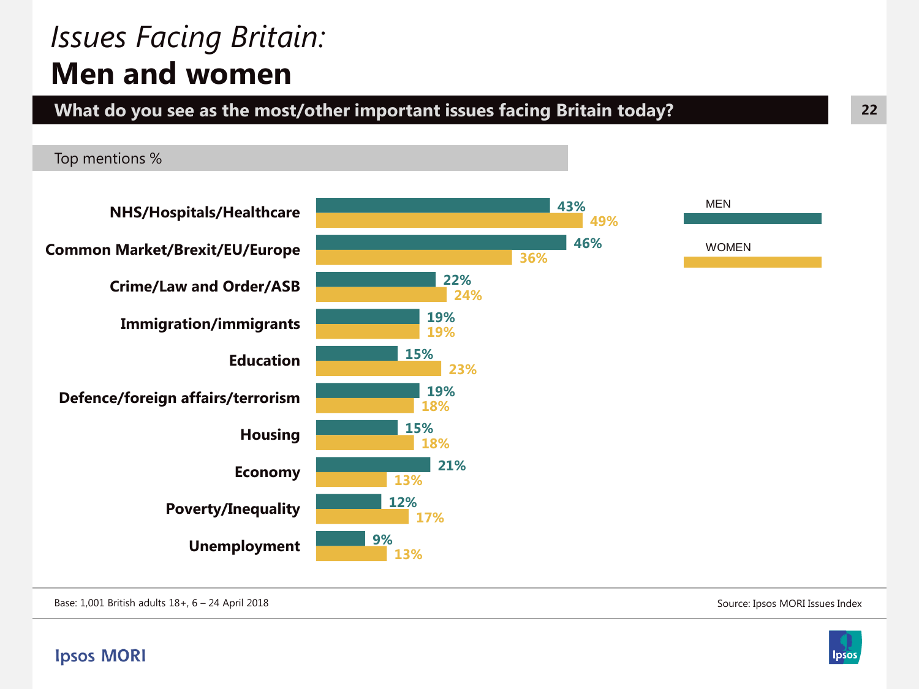*Issues Facing Britain:*
# Men and women

**What do you see as the most/other important issues facing Britain today?**

Top mentions %

| Issue | MEN | WOMEN |
|---|---|---|
| NHS/Hospitals/Healthcare | 43% | 49% |
| Common Market/Brexit/EU/Europe | 46% | 36% |
| Crime/Law and Order/ASB | 22% | 24% |
| Immigration/immigrants | 19% | 19% |
| Education | 15% | 23% |
| Defence/foreign affairs/terrorism | 19% | 18% |
| Housing | 15% | 18% |
| Economy | 21% | 13% |
| Poverty/Inequality | 12% | 17% |
| Unemployment | 9% | 13% |

Base: 1,001 British adults 18+, 6 – 24 April 2018

Source: Ipsos MORI Issues Index

Ipsos MORI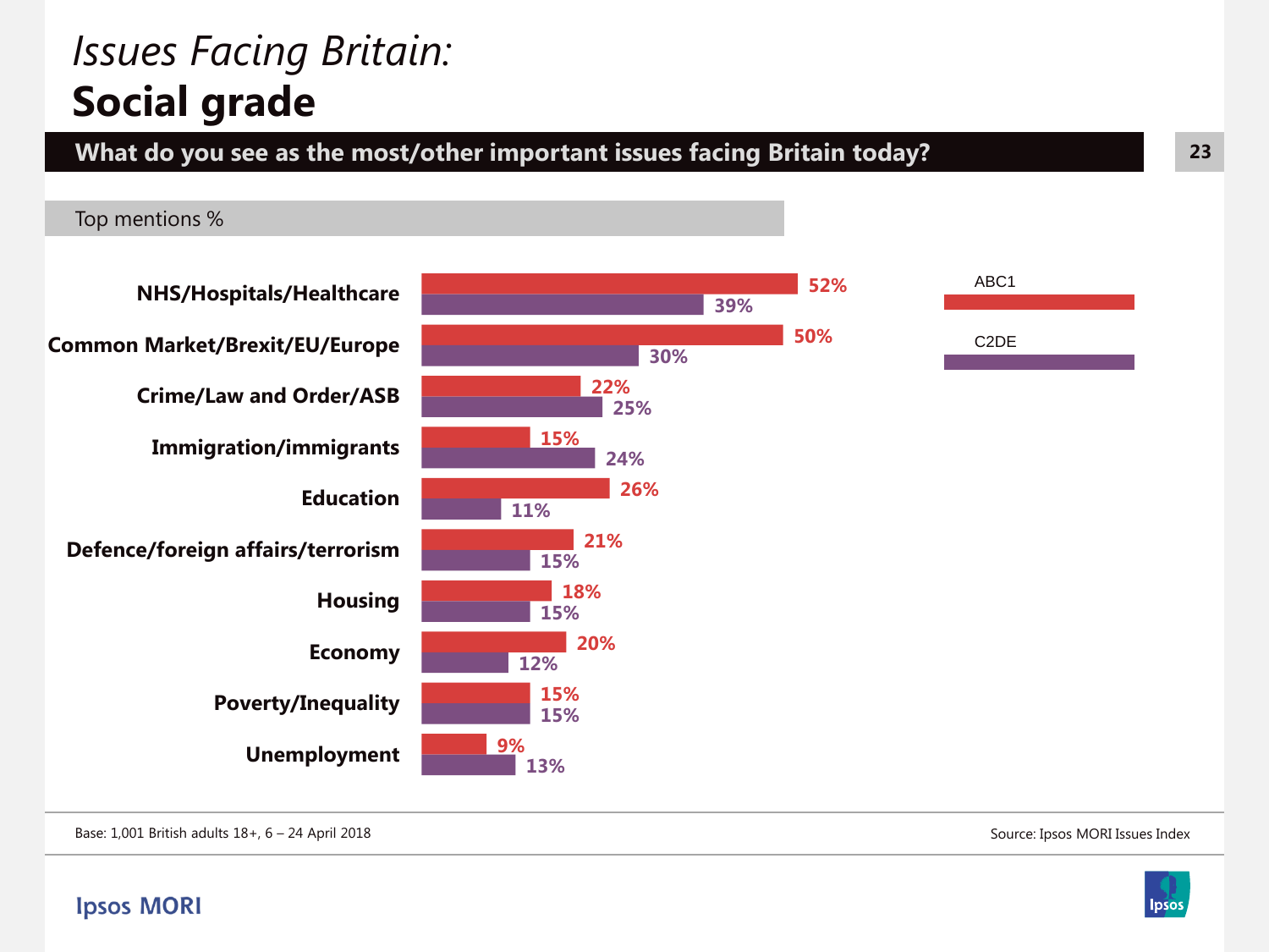# *Issues Facing Britain:*
# Social grade

**What do you see as the most/other important issues facing Britain today?**

Top mentions %

| Issue | ABC1 | C2DE |
|---|---|---|
| NHS/Hospitals/Healthcare | 52% | 39% |
| Common Market/Brexit/EU/Europe | 50% | 30% |
| Crime/Law and Order/ASB | 22% | 25% |
| Immigration/immigrants | 15% | 24% |
| Education | 26% | 11% |
| Defence/foreign affairs/terrorism | 21% | 15% |
| Housing | 18% | 15% |
| Economy | 20% | 12% |
| Poverty/Inequality | 15% | 15% |
| Unemployment | 9% | 13% |

Base: 1,001 British adults 18+, 6 – 24 April 2018

Source: Ipsos MORI Issues Index

Ipsos MORI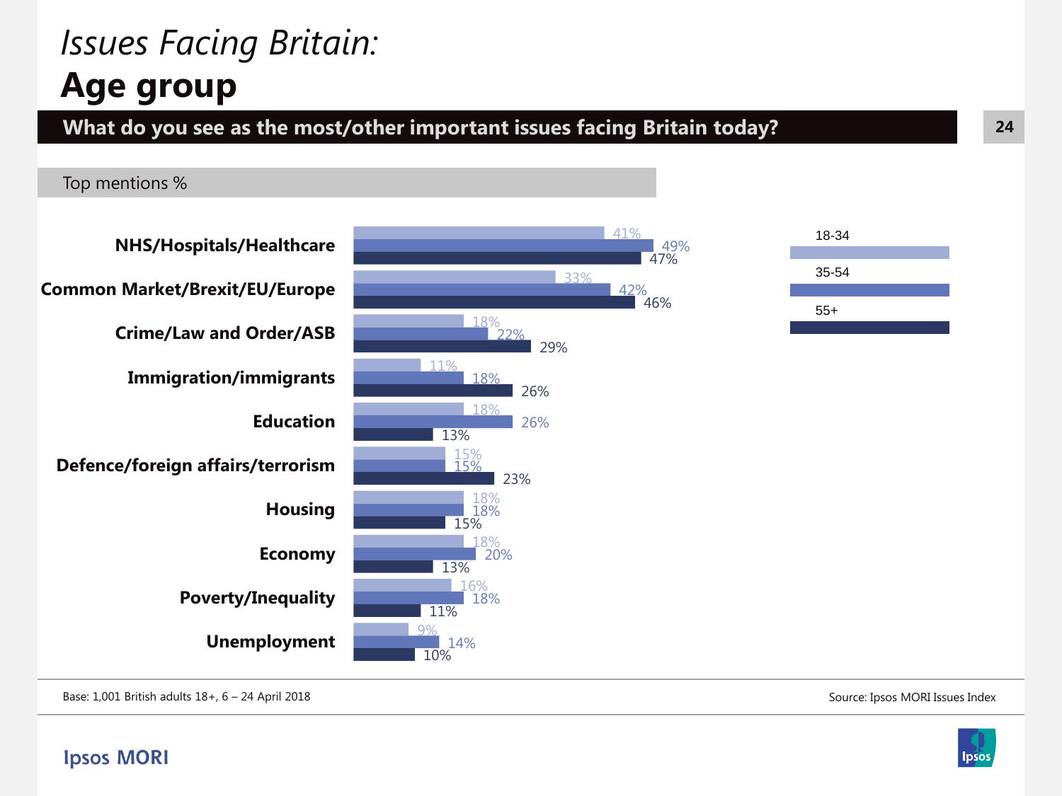# *Issues Facing Britain:*
# **Age group**

**What do you see as the most/other important issues facing Britain today?**

Top mentions %

| Issue | 18-34 | 35-54 | 55+ |
|---|---|---|---|
| NHS/Hospitals/Healthcare | 41% | 49% | 47% |
| Common Market/Brexit/EU/Europe | 33% | 42% | 46% |
| Crime/Law and Order/ASB | 18% | 22% | 29% |
| Immigration/immigrants | 11% | 18% | 26% |
| Education | 18% | 26% | 13% |
| Defence/foreign affairs/terrorism | 15% | 15% | 23% |
| Housing | 18% | 18% | 15% |
| Economy | 18% | 20% | 13% |
| Poverty/Inequality | 16% | 18% | 11% |
| Unemployment | 9% | 14% | 10% |

Base: 1,001 British adults 18+, 6 – 24 April 2018

Source: Ipsos MORI Issues Index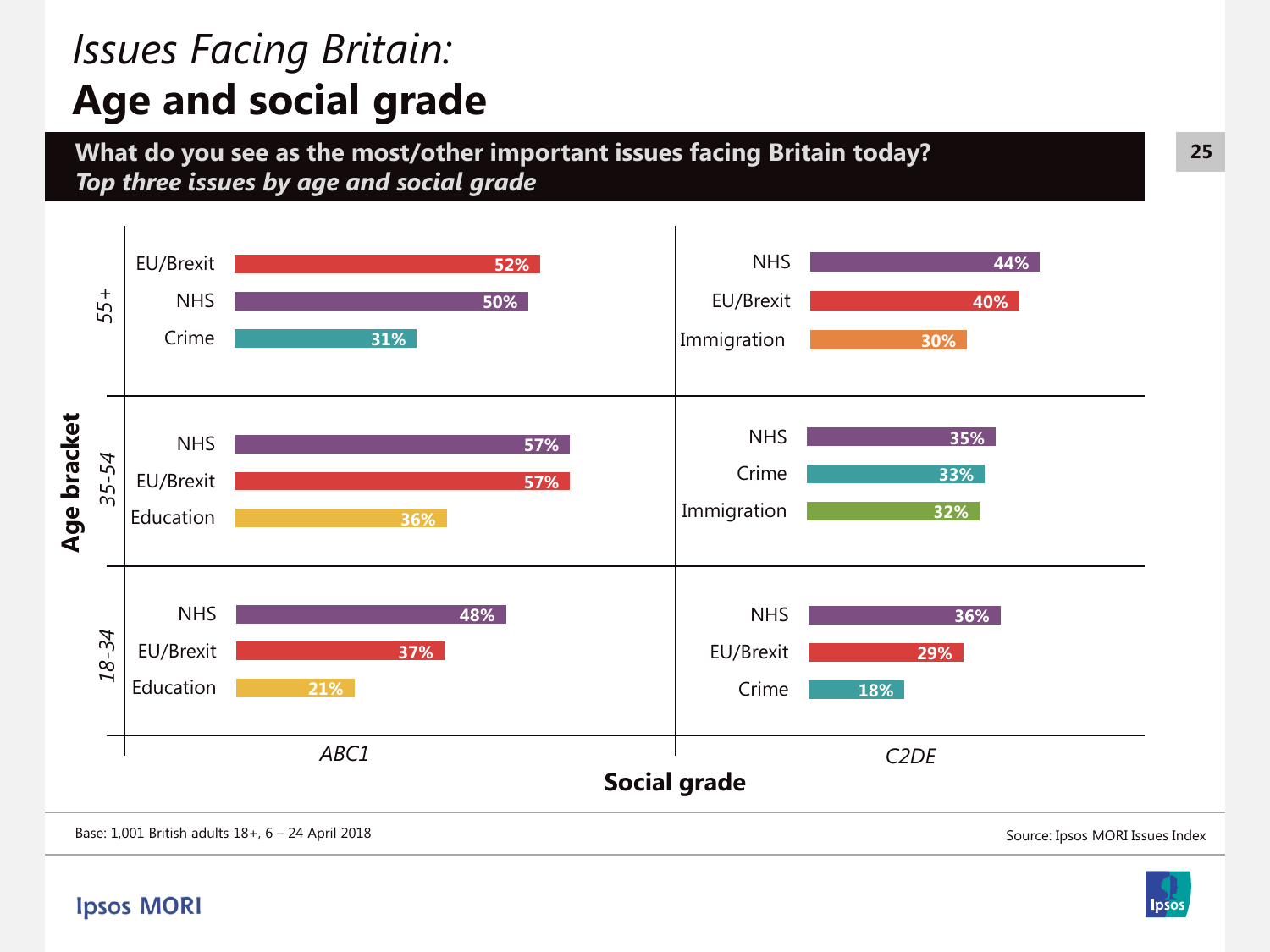# *Issues Facing Britain:*
# Age and social grade

**What do you see as the most/other important issues facing Britain today?**
***Top three issues by age and social grade***

| Age bracket | ABC1 | | C2DE | |
|---|---|---|---|---|
| 55+ | EU/Brexit | 52% | NHS | 44% |
| | NHS | 50% | EU/Brexit | 40% |
| | Crime | 31% | Immigration | 30% |
| 35-54 | NHS | 57% | NHS | 35% |
| | EU/Brexit | 57% | Crime | 33% |
| | Education | 36% | Immigration | 32% |
| 18-34 | NHS | 48% | NHS | 36% |
| | EU/Brexit | 37% | EU/Brexit | 29% |
| | Education | 21% | Crime | 18% |

**Social grade**

Base: 1,001 British adults 18+, 6 – 24 April 2018

Source: Ipsos MORI Issues Index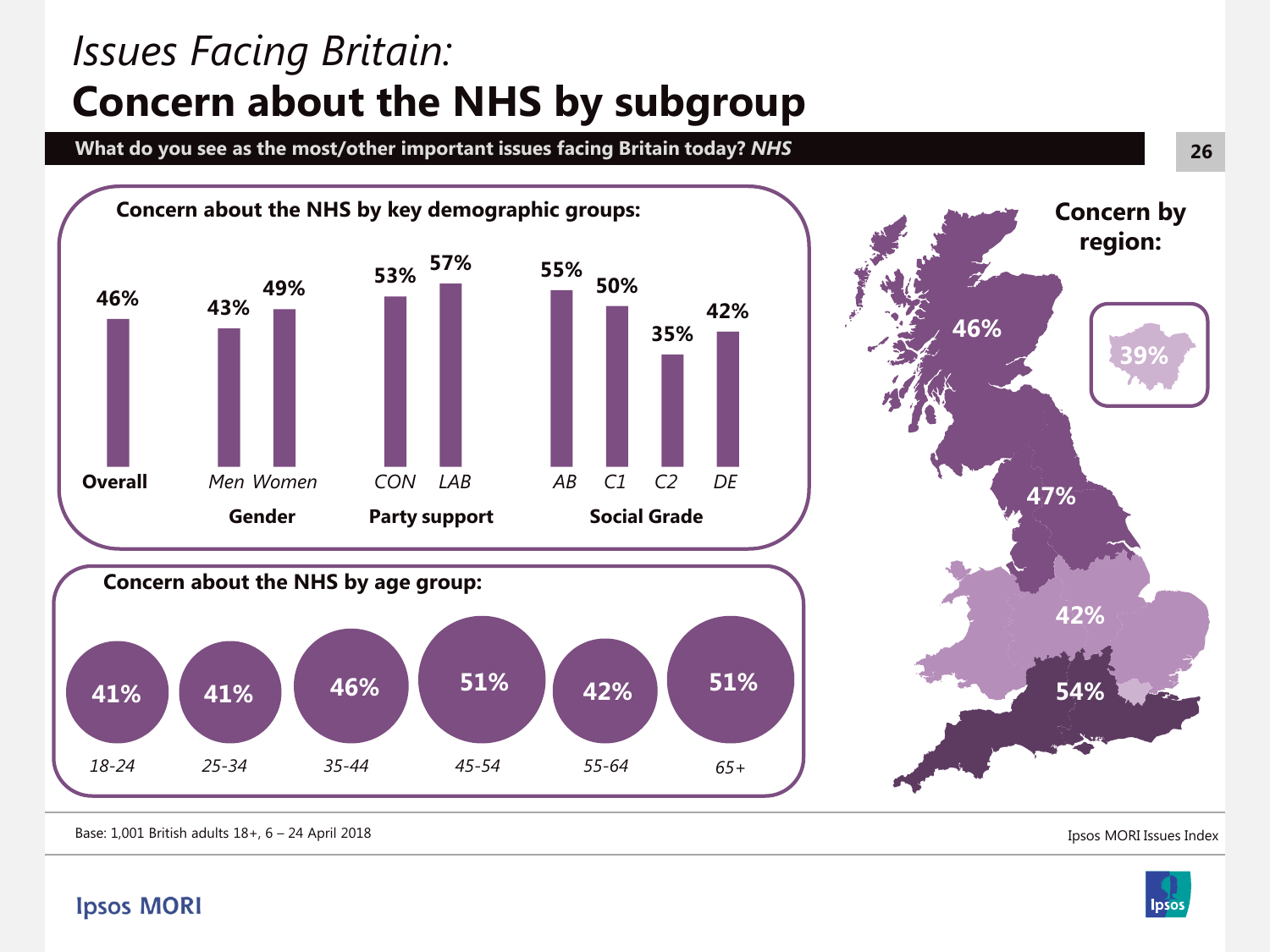# *Issues Facing Britain:*
# Concern about the NHS by subgroup

**What do you see as the most/other important issues facing Britain today? *NHS***

## Concern about the NHS by key demographic groups:

| Group | Subgroup | % |
|---|---|---|
| **Overall** | | 46% |
| **Gender** | *Men* | 43% |
| | *Women* | 49% |
| **Party support** | *CON* | 53% |
| | *LAB* | 57% |
| **Social Grade** | *AB* | 55% |
| | *C1* | 50% |
| | *C2* | 35% |
| | *DE* | 42% |

## Concern about the NHS by age group:

| *18-24* | *25-34* | *35-44* | *45-54* | *55-64* | *65+* |
|---|---|---|---|---|---|
| 41% | 41% | 46% | 51% | 42% | 51% |

## Concern by region:

46%, 47%, 42%, 54%, 39%

Base: 1,001 British adults 18+, 6 – 24 April 2018

Ipsos MORI Issues Index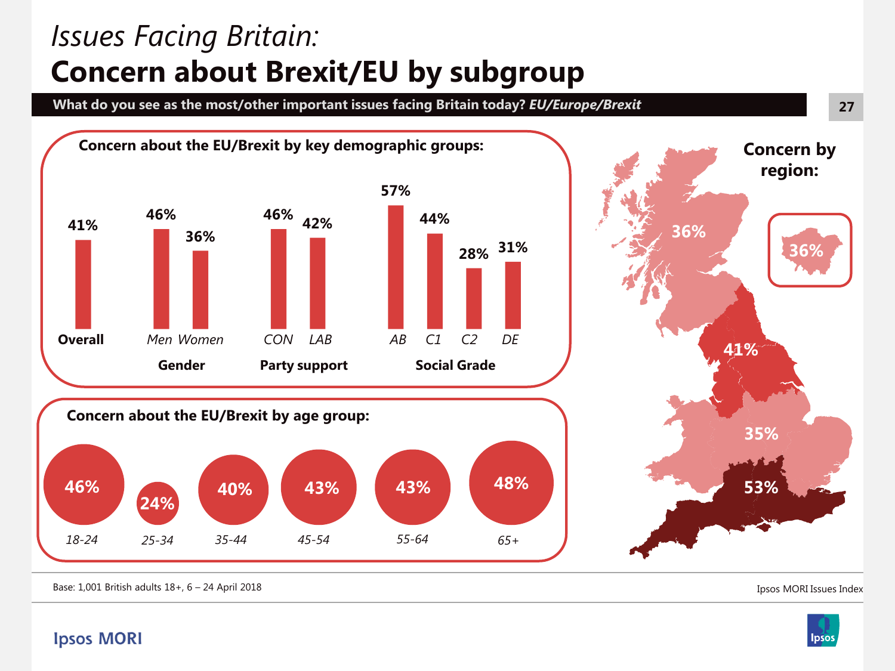# *Issues Facing Britain:*
# **Concern about Brexit/EU by subgroup**

**What do you see as the most/other important issues facing Britain today? *EU/Europe/Brexit***

**Concern about the EU/Brexit by key demographic groups:**

| Group | Subgroup | % |
|---|---|---|
| **Overall** | | 41% |
| **Gender** | *Men* | 46% |
| | *Women* | 36% |
| **Party support** | *CON* | 46% |
| | *LAB* | 42% |
| **Social Grade** | *AB* | 57% |
| | *C1* | 44% |
| | *C2* | 28% |
| | *DE* | 31% |

**Concern about the EU/Brexit by age group:**

| *18-24* | *25-34* | *35-44* | *45-54* | *55-64* | *65+* |
|---|---|---|---|---|---|
| 46% | 24% | 40% | 43% | 43% | 48% |

**Concern by region:**

36% | 36% | 41% | 35% | 53%

Base: 1,001 British adults 18+, 6 – 24 April 2018

Ipsos MORI Issues Index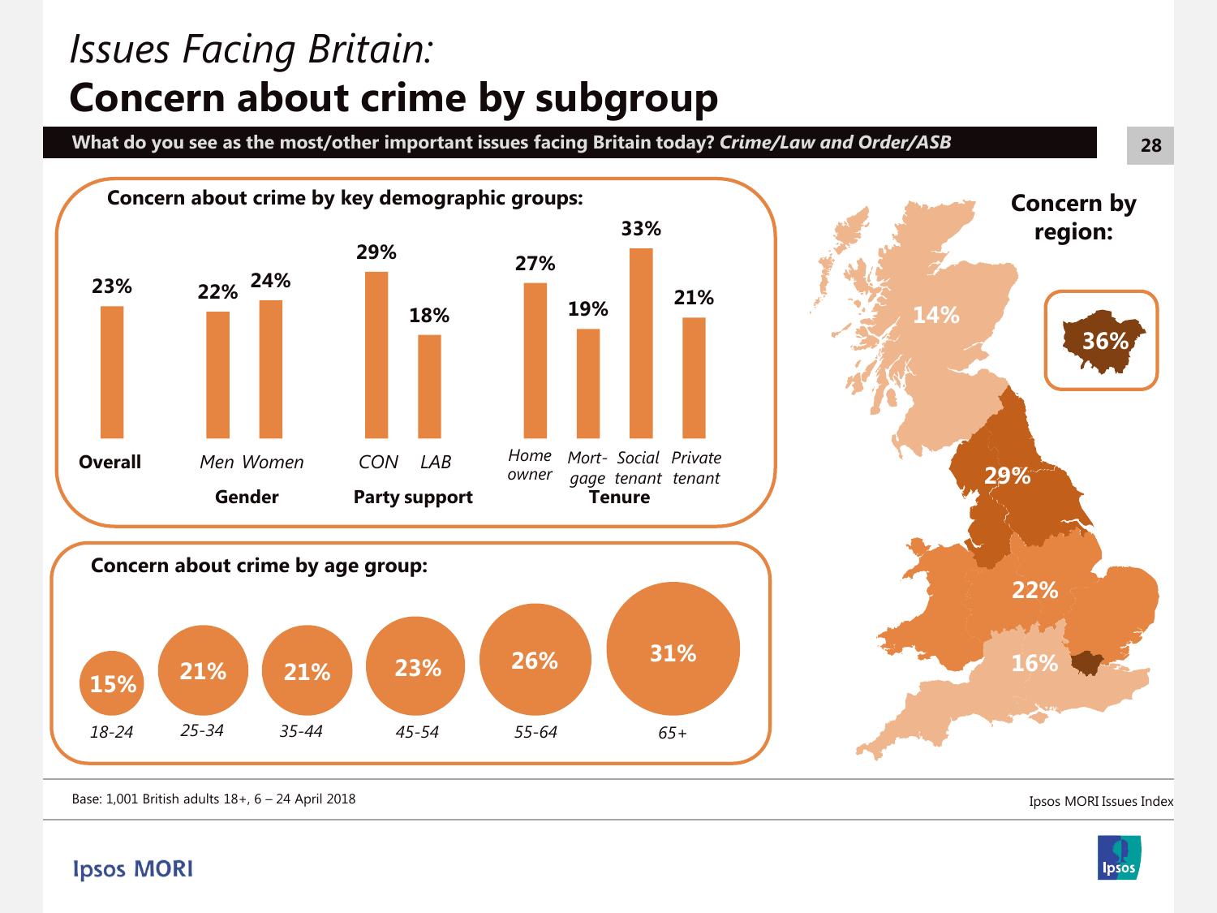*Issues Facing Britain:*

# Concern about crime by subgroup

**What do you see as the most/other important issues facing Britain today? *Crime/Law and Order/ASB***

## Concern about crime by key demographic groups:

| Group | Subgroup | % |
|---|---|---|
| **Overall** | | 23% |
| **Gender** | *Men* | 22% |
| | *Women* | 24% |
| **Party support** | *CON* | 29% |
| | *LAB* | 18% |
| **Tenure** | *Home owner* | 27% |
| | *Mort-gage* | 19% |
| | *Social tenant* | 33% |
| | *Private tenant* | 21% |

## Concern about crime by age group:

| *18-24* | *25-34* | *35-44* | *45-54* | *55-64* | *65+* |
|---|---|---|---|---|---|
| 15% | 21% | 21% | 23% | 26% | 31% |

## Concern by region:

14%, 29%, 22%, 16%, 36%

Base: 1,001 British adults 18+, 6 – 24 April 2018

Ipsos MORI Issues Index

Ipsos MORI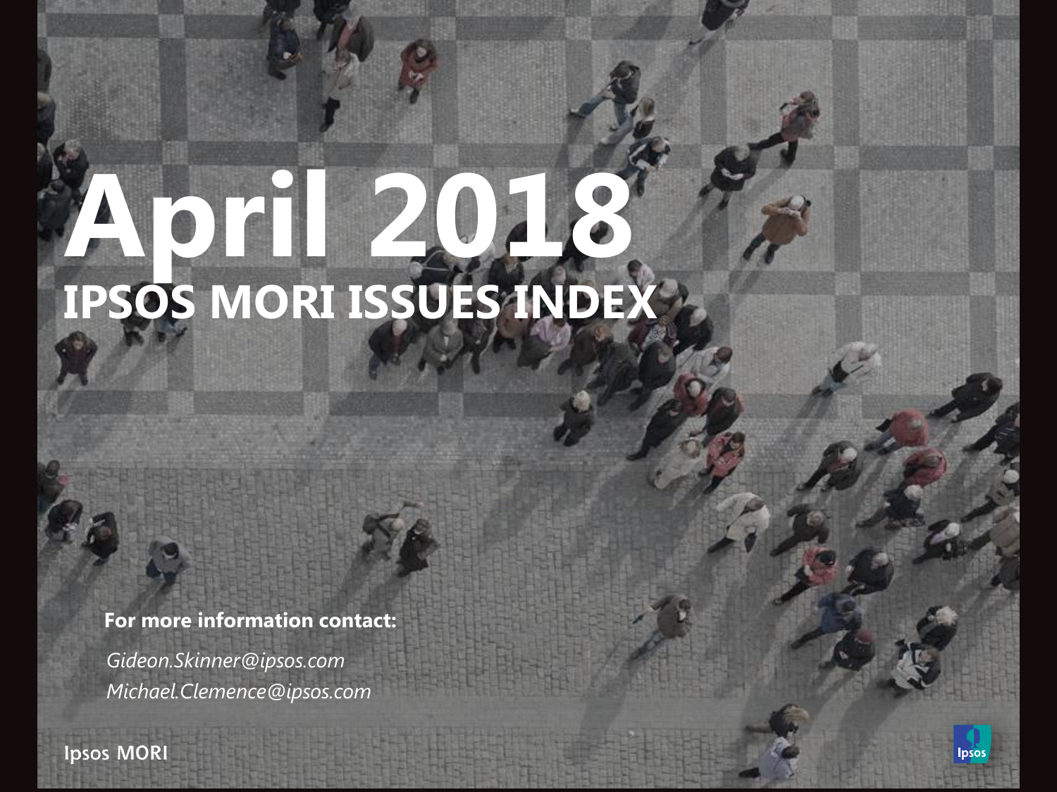# April 2018

## IPSOS MORI ISSUES INDEX

**For more information contact:**

*Gideon.Skinner@ipsos.com*
*Michael.Clemence@ipsos.com*

Ipsos MORI